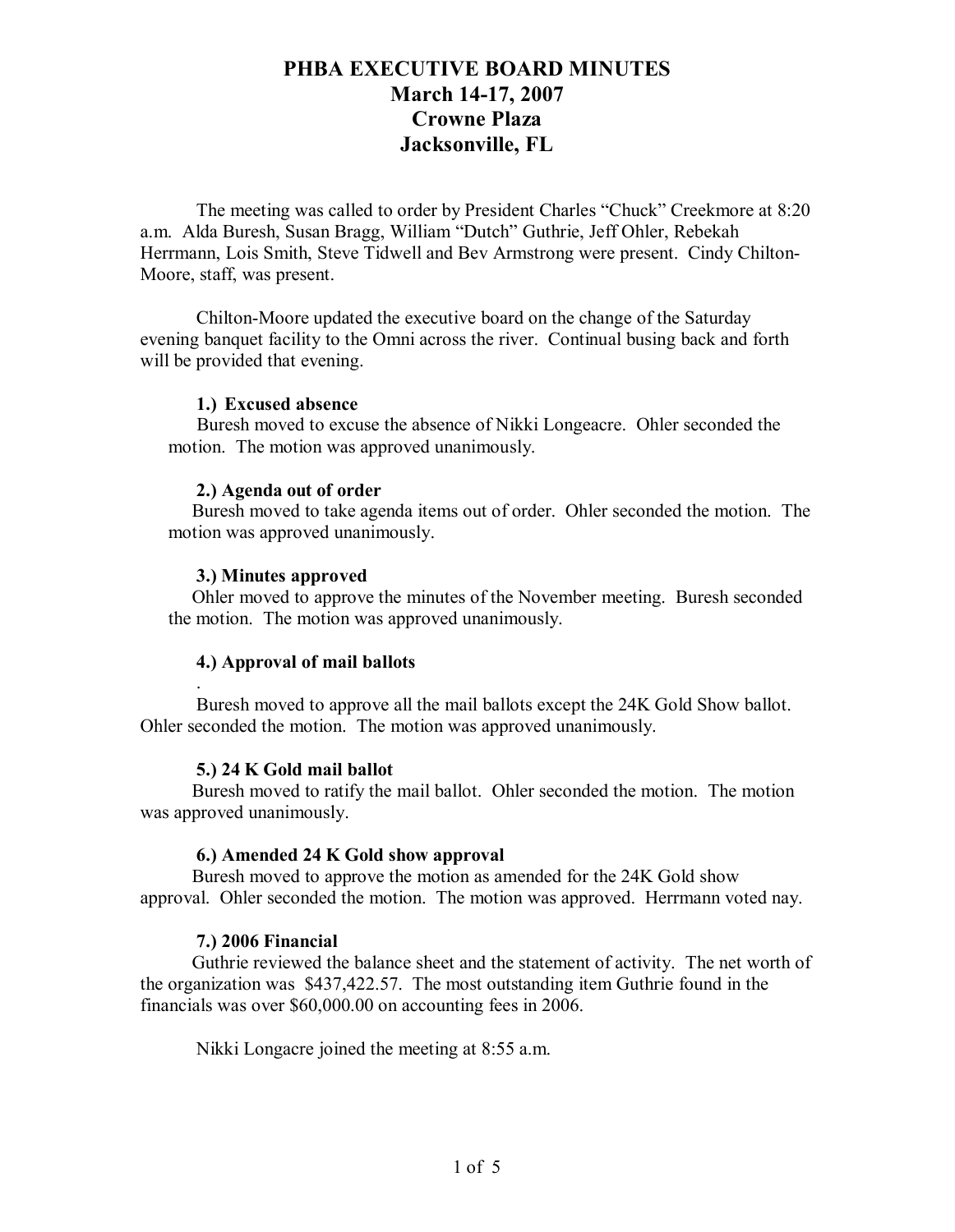# PHBA EXECUTIVE BOARD MINUTES
## March 14-17, 2007
## Crowne Plaza
## Jacksonville, FL

The meeting was called to order by President Charles "Chuck" Creekmore at 8:20 a.m. Alda Buresh, Susan Bragg, William "Dutch" Guthrie, Jeff Ohler, Rebekah Herrmann, Lois Smith, Steve Tidwell and Bev Armstrong were present. Cindy Chilton-Moore, staff, was present.

Chilton-Moore updated the executive board on the change of the Saturday evening banquet facility to the Omni across the river. Continual busing back and forth will be provided that evening.

**1.) Excused absence**

Buresh moved to excuse the absence of Nikki Longeacre. Ohler seconded the motion. The motion was approved unanimously.

**2.) Agenda out of order**

Buresh moved to take agenda items out of order. Ohler seconded the motion. The motion was approved unanimously.

**3.) Minutes approved**

Ohler moved to approve the minutes of the November meeting. Buresh seconded the motion. The motion was approved unanimously.

**4.) Approval of mail ballots**

.

Buresh moved to approve all the mail ballots except the 24K Gold Show ballot. Ohler seconded the motion. The motion was approved unanimously.

**5.) 24 K Gold mail ballot**

Buresh moved to ratify the mail ballot. Ohler seconded the motion. The motion was approved unanimously.

**6.) Amended 24 K Gold show approval**

Buresh moved to approve the motion as amended for the 24K Gold show approval. Ohler seconded the motion. The motion was approved. Herrmann voted nay.

**7.) 2006 Financial**

Guthrie reviewed the balance sheet and the statement of activity. The net worth of the organization was $437,422.57. The most outstanding item Guthrie found in the financials was over $60,000.00 on accounting fees in 2006.

Nikki Longacre joined the meeting at 8:55 a.m.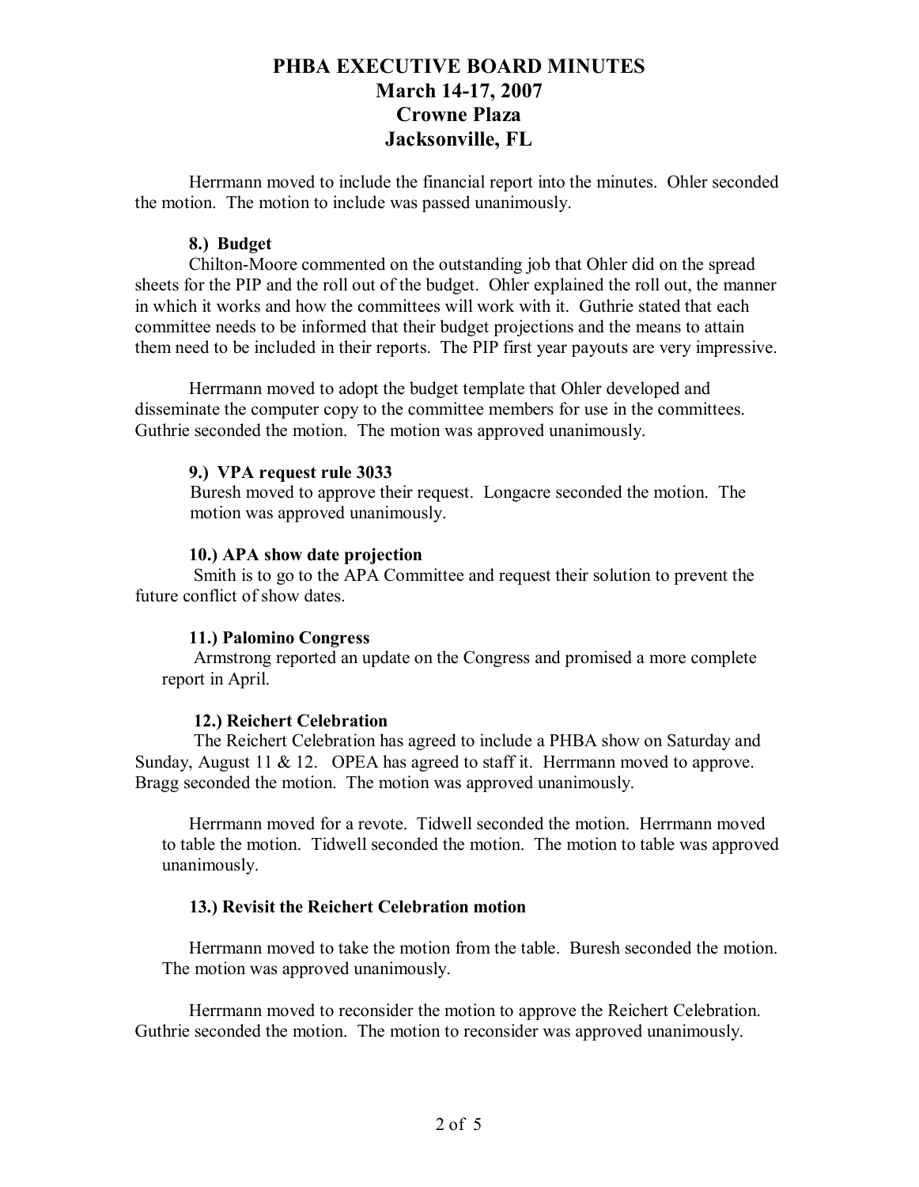# PHBA EXECUTIVE BOARD MINUTES
# March 14-17, 2007
# Crowne Plaza
# Jacksonville, FL

Herrmann moved to include the financial report into the minutes. Ohler seconded the motion. The motion to include was passed unanimously.

**8.) Budget**

Chilton-Moore commented on the outstanding job that Ohler did on the spread sheets for the PIP and the roll out of the budget. Ohler explained the roll out, the manner in which it works and how the committees will work with it. Guthrie stated that each committee needs to be informed that their budget projections and the means to attain them need to be included in their reports. The PIP first year payouts are very impressive.

Herrmann moved to adopt the budget template that Ohler developed and disseminate the computer copy to the committee members for use in the committees. Guthrie seconded the motion. The motion was approved unanimously.

**9.) VPA request rule 3033**

Buresh moved to approve their request. Longacre seconded the motion. The motion was approved unanimously.

**10.) APA show date projection**

Smith is to go to the APA Committee and request their solution to prevent the future conflict of show dates.

**11.) Palomino Congress**

Armstrong reported an update on the Congress and promised a more complete report in April.

**12.) Reichert Celebration**

The Reichert Celebration has agreed to include a PHBA show on Saturday and Sunday, August 11 & 12. OPEA has agreed to staff it. Herrmann moved to approve. Bragg seconded the motion. The motion was approved unanimously.

Herrmann moved for a revote. Tidwell seconded the motion. Herrmann moved to table the motion. Tidwell seconded the motion. The motion to table was approved unanimously.

**13.) Revisit the Reichert Celebration motion**

Herrmann moved to take the motion from the table. Buresh seconded the motion. The motion was approved unanimously.

Herrmann moved to reconsider the motion to approve the Reichert Celebration. Guthrie seconded the motion. The motion to reconsider was approved unanimously.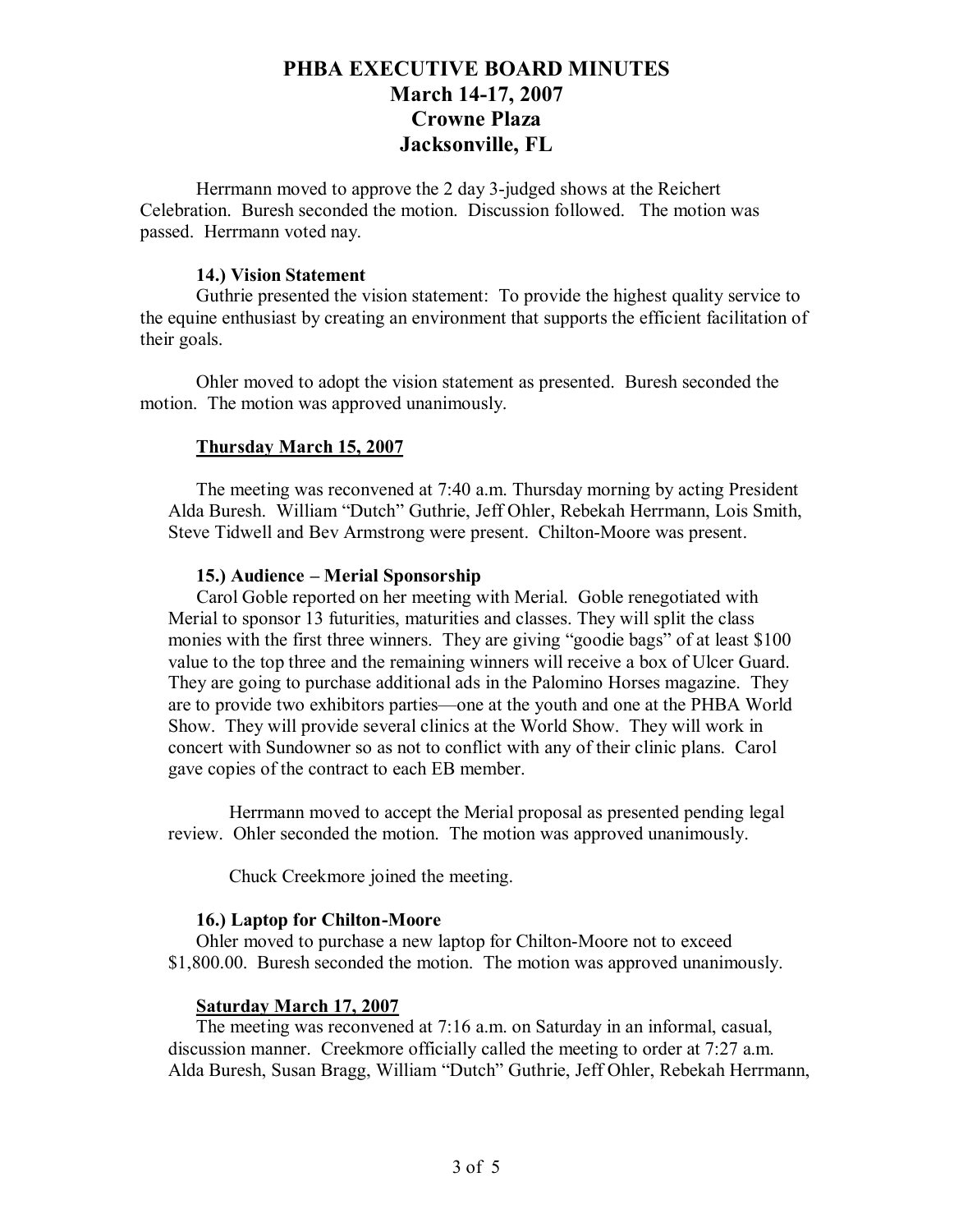# PHBA EXECUTIVE BOARD MINUTES
## March 14-17, 2007
## Crowne Plaza
## Jacksonville, FL

Herrmann moved to approve the 2 day 3-judged shows at the Reichert Celebration. Buresh seconded the motion. Discussion followed. The motion was passed. Herrmann voted nay.

**14.) Vision Statement**

Guthrie presented the vision statement: To provide the highest quality service to the equine enthusiast by creating an environment that supports the efficient facilitation of their goals.

Ohler moved to adopt the vision statement as presented. Buresh seconded the motion. The motion was approved unanimously.

**Thursday March 15, 2007**

The meeting was reconvened at 7:40 a.m. Thursday morning by acting President Alda Buresh. William "Dutch" Guthrie, Jeff Ohler, Rebekah Herrmann, Lois Smith, Steve Tidwell and Bev Armstrong were present. Chilton-Moore was present.

**15.) Audience – Merial Sponsorship**

Carol Goble reported on her meeting with Merial. Goble renegotiated with Merial to sponsor 13 futurities, maturities and classes. They will split the class monies with the first three winners. They are giving "goodie bags" of at least $100 value to the top three and the remaining winners will receive a box of Ulcer Guard. They are going to purchase additional ads in the Palomino Horses magazine. They are to provide two exhibitors parties—one at the youth and one at the PHBA World Show. They will provide several clinics at the World Show. They will work in concert with Sundowner so as not to conflict with any of their clinic plans. Carol gave copies of the contract to each EB member.

Herrmann moved to accept the Merial proposal as presented pending legal review. Ohler seconded the motion. The motion was approved unanimously.

Chuck Creekmore joined the meeting.

**16.) Laptop for Chilton-Moore**

Ohler moved to purchase a new laptop for Chilton-Moore not to exceed $1,800.00. Buresh seconded the motion. The motion was approved unanimously.

**Saturday March 17, 2007**

The meeting was reconvened at 7:16 a.m. on Saturday in an informal, casual, discussion manner. Creekmore officially called the meeting to order at 7:27 a.m. Alda Buresh, Susan Bragg, William "Dutch" Guthrie, Jeff Ohler, Rebekah Herrmann,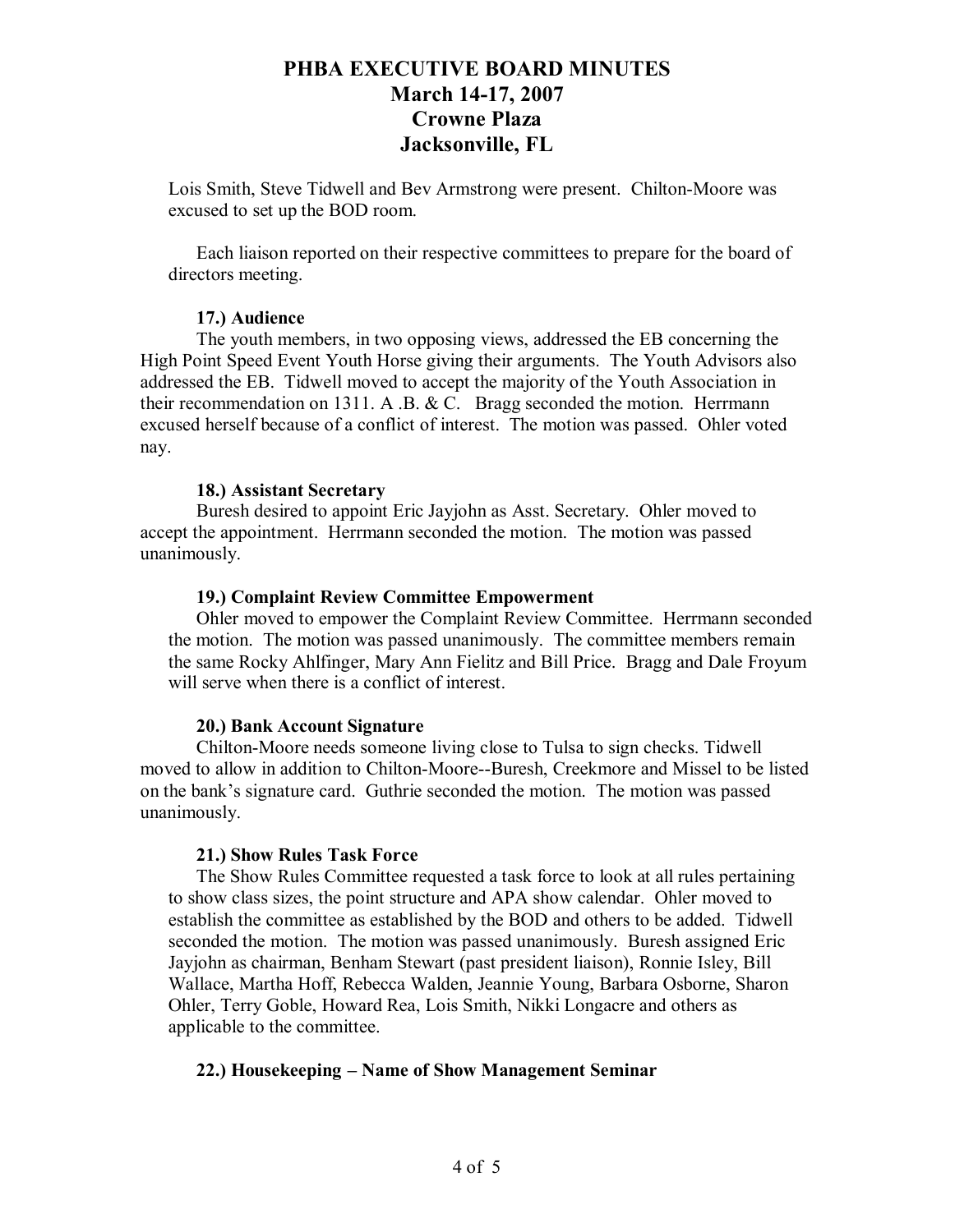Lois Smith, Steve Tidwell and Bev Armstrong were present. Chilton-Moore was excused to set up the BOD room.

Each liaison reported on their respective committees to prepare for the board of directors meeting.

**17.) Audience**

The youth members, in two opposing views, addressed the EB concerning the High Point Speed Event Youth Horse giving their arguments. The Youth Advisors also addressed the EB. Tidwell moved to accept the majority of the Youth Association in their recommendation on 1311. A .B. & C. Bragg seconded the motion. Herrmann excused herself because of a conflict of interest. The motion was passed. Ohler voted nay.

**18.) Assistant Secretary**

Buresh desired to appoint Eric Jayjohn as Asst. Secretary. Ohler moved to accept the appointment. Herrmann seconded the motion. The motion was passed unanimously.

**19.) Complaint Review Committee Empowerment**

Ohler moved to empower the Complaint Review Committee. Herrmann seconded the motion. The motion was passed unanimously. The committee members remain the same Rocky Ahlfinger, Mary Ann Fielitz and Bill Price. Bragg and Dale Froyum will serve when there is a conflict of interest.

**20.) Bank Account Signature**

Chilton-Moore needs someone living close to Tulsa to sign checks. Tidwell moved to allow in addition to Chilton-Moore--Buresh, Creekmore and Missel to be listed on the bank's signature card. Guthrie seconded the motion. The motion was passed unanimously.

**21.) Show Rules Task Force**

The Show Rules Committee requested a task force to look at all rules pertaining to show class sizes, the point structure and APA show calendar. Ohler moved to establish the committee as established by the BOD and others to be added. Tidwell seconded the motion. The motion was passed unanimously. Buresh assigned Eric Jayjohn as chairman, Benham Stewart (past president liaison), Ronnie Isley, Bill Wallace, Martha Hoff, Rebecca Walden, Jeannie Young, Barbara Osborne, Sharon Ohler, Terry Goble, Howard Rea, Lois Smith, Nikki Longacre and others as applicable to the committee.

**22.) Housekeeping – Name of Show Management Seminar**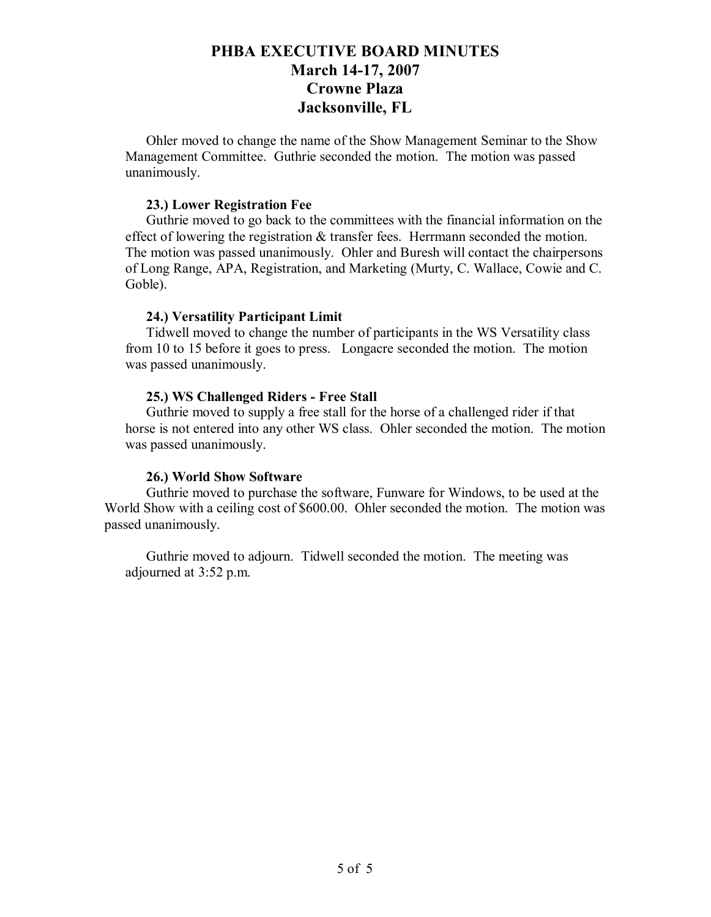Ohler moved to change the name of the Show Management Seminar to the Show Management Committee. Guthrie seconded the motion. The motion was passed unanimously.

**23.) Lower Registration Fee**

Guthrie moved to go back to the committees with the financial information on the effect of lowering the registration & transfer fees. Herrmann seconded the motion. The motion was passed unanimously. Ohler and Buresh will contact the chairpersons of Long Range, APA, Registration, and Marketing (Murty, C. Wallace, Cowie and C. Goble).

**24.) Versatility Participant Limit**

Tidwell moved to change the number of participants in the WS Versatility class from 10 to 15 before it goes to press. Longacre seconded the motion. The motion was passed unanimously.

**25.) WS Challenged Riders - Free Stall**

Guthrie moved to supply a free stall for the horse of a challenged rider if that horse is not entered into any other WS class. Ohler seconded the motion. The motion was passed unanimously.

**26.) World Show Software**

Guthrie moved to purchase the software, Funware for Windows, to be used at the World Show with a ceiling cost of $600.00. Ohler seconded the motion. The motion was passed unanimously.

Guthrie moved to adjourn. Tidwell seconded the motion. The meeting was adjourned at 3:52 p.m.